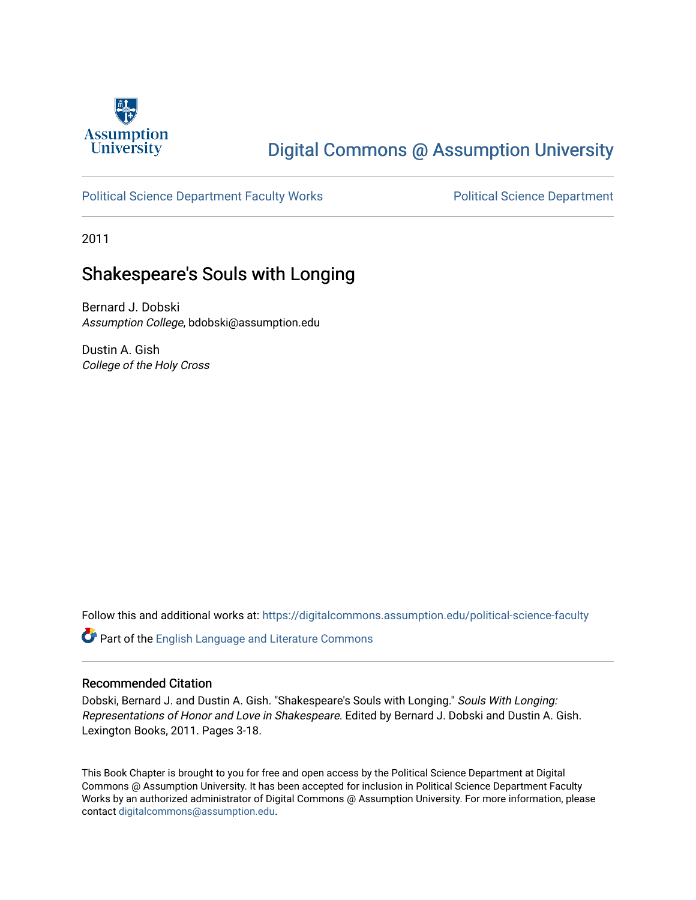Assumption University

# Digital Commons @ Assumption University

Political Science Department Faculty Works | Political Science Department

2011

## Shakespeare's Souls with Longing

Bernard J. Dobski
*Assumption College*, bdobski@assumption.edu

Dustin A. Gish
*College of the Holy Cross*

Follow this and additional works at: https://digitalcommons.assumption.edu/political-science-faculty

Part of the English Language and Literature Commons

### Recommended Citation

Dobski, Bernard J. and Dustin A. Gish. "Shakespeare's Souls with Longing." *Souls With Longing: Representations of Honor and Love in Shakespeare*. Edited by Bernard J. Dobski and Dustin A. Gish. Lexington Books, 2011. Pages 3-18.

This Book Chapter is brought to you for free and open access by the Political Science Department at Digital Commons @ Assumption University. It has been accepted for inclusion in Political Science Department Faculty Works by an authorized administrator of Digital Commons @ Assumption University. For more information, please contact digitalcommons@assumption.edu.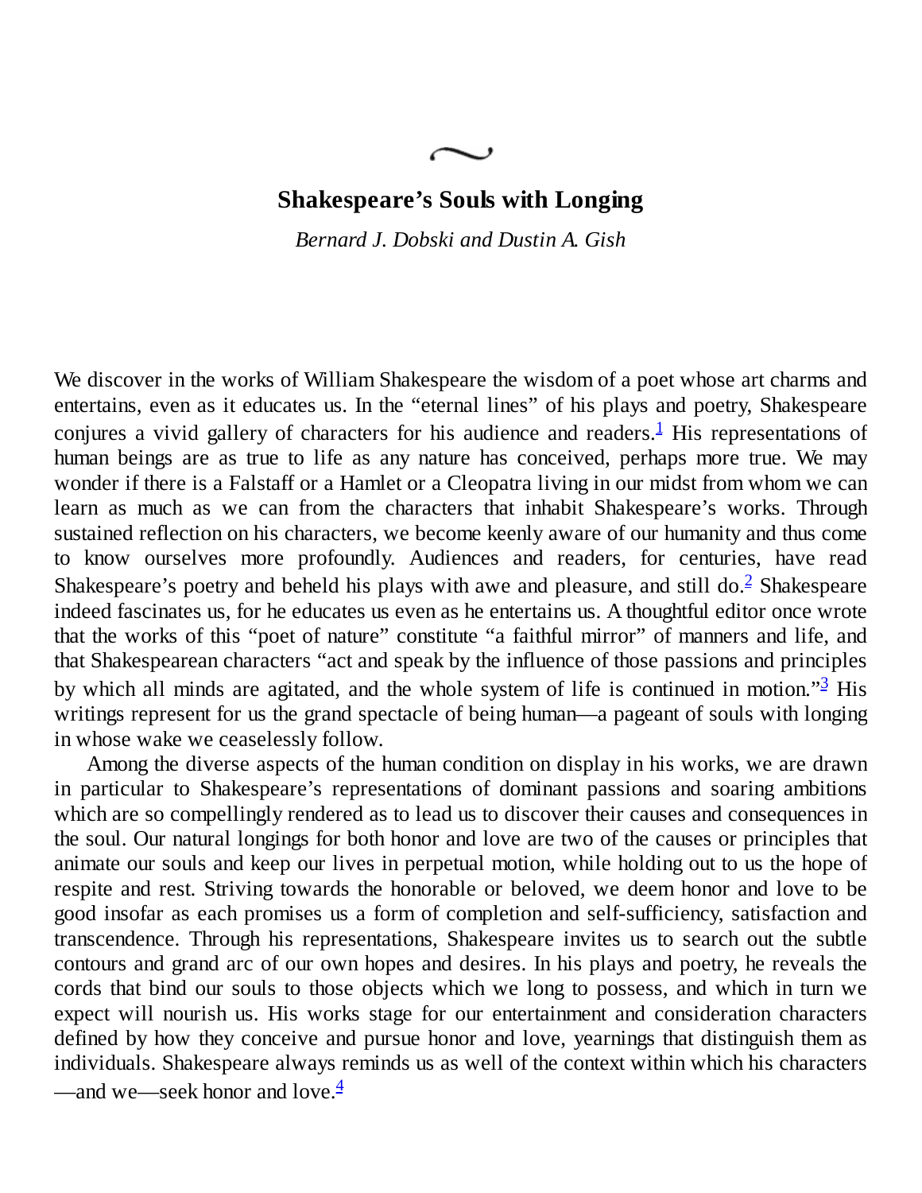# Shakespeare's Souls with Longing

*Bernard J. Dobski and Dustin A. Gish*

We discover in the works of William Shakespeare the wisdom of a poet whose art charms and entertains, even as it educates us. In the "eternal lines" of his plays and poetry, Shakespeare conjures a vivid gallery of characters for his audience and readers.[1] His representations of human beings are as true to life as any nature has conceived, perhaps more true. We may wonder if there is a Falstaff or a Hamlet or a Cleopatra living in our midst from whom we can learn as much as we can from the characters that inhabit Shakespeare's works. Through sustained reflection on his characters, we become keenly aware of our humanity and thus come to know ourselves more profoundly. Audiences and readers, for centuries, have read Shakespeare's poetry and beheld his plays with awe and pleasure, and still do.[2] Shakespeare indeed fascinates us, for he educates us even as he entertains us. A thoughtful editor once wrote that the works of this "poet of nature" constitute "a faithful mirror" of manners and life, and that Shakespearean characters "act and speak by the influence of those passions and principles by which all minds are agitated, and the whole system of life is continued in motion."[3] His writings represent for us the grand spectacle of being human—a pageant of souls with longing in whose wake we ceaselessly follow.

Among the diverse aspects of the human condition on display in his works, we are drawn in particular to Shakespeare's representations of dominant passions and soaring ambitions which are so compellingly rendered as to lead us to discover their causes and consequences in the soul. Our natural longings for both honor and love are two of the causes or principles that animate our souls and keep our lives in perpetual motion, while holding out to us the hope of respite and rest. Striving towards the honorable or beloved, we deem honor and love to be good insofar as each promises us a form of completion and self-sufficiency, satisfaction and transcendence. Through his representations, Shakespeare invites us to search out the subtle contours and grand arc of our own hopes and desires. In his plays and poetry, he reveals the cords that bind our souls to those objects which we long to possess, and which in turn we expect will nourish us. His works stage for our entertainment and consideration characters defined by how they conceive and pursue honor and love, yearnings that distinguish them as individuals. Shakespeare always reminds us as well of the context within which his characters—and we—seek honor and love.[4]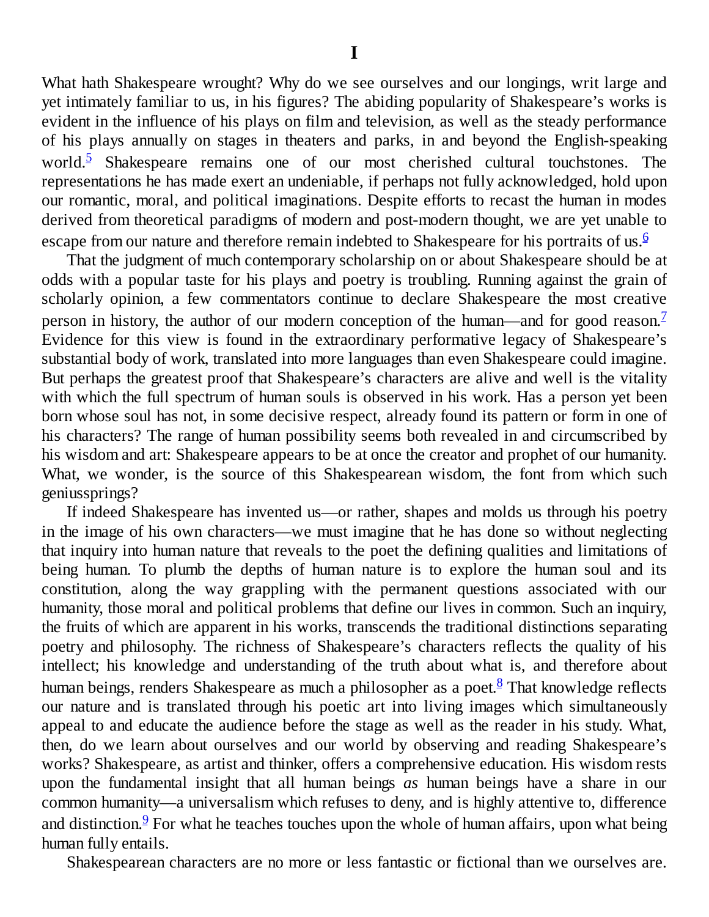# I

What hath Shakespeare wrought? Why do we see ourselves and our longings, writ large and yet intimately familiar to us, in his figures? The abiding popularity of Shakespeare's works is evident in the influence of his plays on film and television, as well as the steady performance of his plays annually on stages in theaters and parks, in and beyond the English-speaking world.[5] Shakespeare remains one of our most cherished cultural touchstones. The representations he has made exert an undeniable, if perhaps not fully acknowledged, hold upon our romantic, moral, and political imaginations. Despite efforts to recast the human in modes derived from theoretical paradigms of modern and post-modern thought, we are yet unable to escape from our nature and therefore remain indebted to Shakespeare for his portraits of us.[6]

That the judgment of much contemporary scholarship on or about Shakespeare should be at odds with a popular taste for his plays and poetry is troubling. Running against the grain of scholarly opinion, a few commentators continue to declare Shakespeare the most creative person in history, the author of our modern conception of the human—and for good reason.[7] Evidence for this view is found in the extraordinary performative legacy of Shakespeare's substantial body of work, translated into more languages than even Shakespeare could imagine. But perhaps the greatest proof that Shakespeare's characters are alive and well is the vitality with which the full spectrum of human souls is observed in his work. Has a person yet been born whose soul has not, in some decisive respect, already found its pattern or form in one of his characters? The range of human possibility seems both revealed in and circumscribed by his wisdom and art: Shakespeare appears to be at once the creator and prophet of our humanity. What, we wonder, is the source of this Shakespearean wisdom, the font from which such geniussprings?

If indeed Shakespeare has invented us—or rather, shapes and molds us through his poetry in the image of his own characters—we must imagine that he has done so without neglecting that inquiry into human nature that reveals to the poet the defining qualities and limitations of being human. To plumb the depths of human nature is to explore the human soul and its constitution, along the way grappling with the permanent questions associated with our humanity, those moral and political problems that define our lives in common. Such an inquiry, the fruits of which are apparent in his works, transcends the traditional distinctions separating poetry and philosophy. The richness of Shakespeare's characters reflects the quality of his intellect; his knowledge and understanding of the truth about what is, and therefore about human beings, renders Shakespeare as much a philosopher as a poet.[8] That knowledge reflects our nature and is translated through his poetic art into living images which simultaneously appeal to and educate the audience before the stage as well as the reader in his study. What, then, do we learn about ourselves and our world by observing and reading Shakespeare's works? Shakespeare, as artist and thinker, offers a comprehensive education. His wisdom rests upon the fundamental insight that all human beings *as* human beings have a share in our common humanity—a universalism which refuses to deny, and is highly attentive to, difference and distinction.[9] For what he teaches touches upon the whole of human affairs, upon what being human fully entails.

Shakespearean characters are no more or less fantastic or fictional than we ourselves are.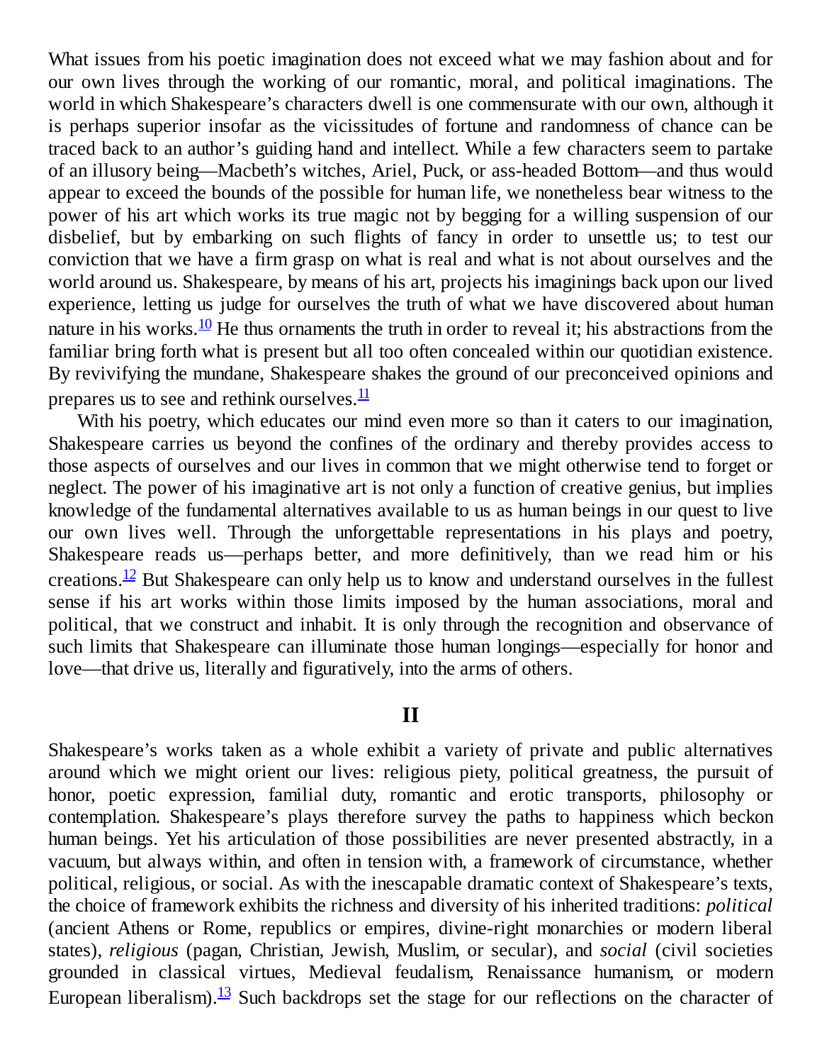What issues from his poetic imagination does not exceed what we may fashion about and for our own lives through the working of our romantic, moral, and political imaginations. The world in which Shakespeare's characters dwell is one commensurate with our own, although it is perhaps superior insofar as the vicissitudes of fortune and randomness of chance can be traced back to an author's guiding hand and intellect. While a few characters seem to partake of an illusory being—Macbeth's witches, Ariel, Puck, or ass-headed Bottom—and thus would appear to exceed the bounds of the possible for human life, we nonetheless bear witness to the power of his art which works its true magic not by begging for a willing suspension of our disbelief, but by embarking on such flights of fancy in order to unsettle us; to test our conviction that we have a firm grasp on what is real and what is not about ourselves and the world around us. Shakespeare, by means of his art, projects his imaginings back upon our lived experience, letting us judge for ourselves the truth of what we have discovered about human nature in his works.[10] He thus ornaments the truth in order to reveal it; his abstractions from the familiar bring forth what is present but all too often concealed within our quotidian existence. By revivifying the mundane, Shakespeare shakes the ground of our preconceived opinions and prepares us to see and rethink ourselves.[11]

With his poetry, which educates our mind even more so than it caters to our imagination, Shakespeare carries us beyond the confines of the ordinary and thereby provides access to those aspects of ourselves and our lives in common that we might otherwise tend to forget or neglect. The power of his imaginative art is not only a function of creative genius, but implies knowledge of the fundamental alternatives available to us as human beings in our quest to live our own lives well. Through the unforgettable representations in his plays and poetry, Shakespeare reads us—perhaps better, and more definitively, than we read him or his creations.[12] But Shakespeare can only help us to know and understand ourselves in the fullest sense if his art works within those limits imposed by the human associations, moral and political, that we construct and inhabit. It is only through the recognition and observance of such limits that Shakespeare can illuminate those human longings—especially for honor and love—that drive us, literally and figuratively, into the arms of others.

## II

Shakespeare's works taken as a whole exhibit a variety of private and public alternatives around which we might orient our lives: religious piety, political greatness, the pursuit of honor, poetic expression, familial duty, romantic and erotic transports, philosophy or contemplation. Shakespeare's plays therefore survey the paths to happiness which beckon human beings. Yet his articulation of those possibilities are never presented abstractly, in a vacuum, but always within, and often in tension with, a framework of circumstance, whether political, religious, or social. As with the inescapable dramatic context of Shakespeare's texts, the choice of framework exhibits the richness and diversity of his inherited traditions: *political* (ancient Athens or Rome, republics or empires, divine-right monarchies or modern liberal states), *religious* (pagan, Christian, Jewish, Muslim, or secular), and *social* (civil societies grounded in classical virtues, Medieval feudalism, Renaissance humanism, or modern European liberalism).[13] Such backdrops set the stage for our reflections on the character of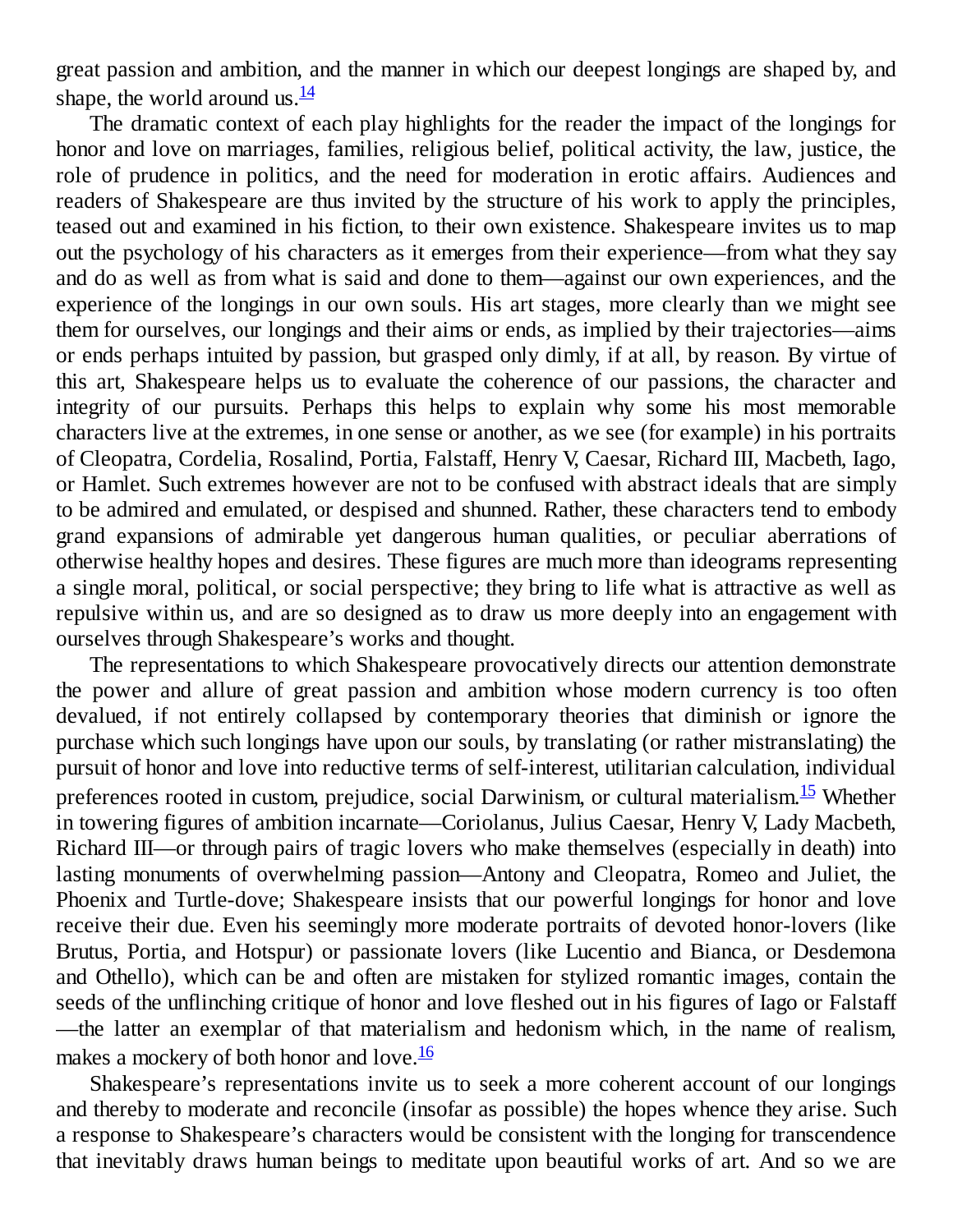great passion and ambition, and the manner in which our deepest longings are shaped by, and shape, the world around us.[14]

The dramatic context of each play highlights for the reader the impact of the longings for honor and love on marriages, families, religious belief, political activity, the law, justice, the role of prudence in politics, and the need for moderation in erotic affairs. Audiences and readers of Shakespeare are thus invited by the structure of his work to apply the principles, teased out and examined in his fiction, to their own existence. Shakespeare invites us to map out the psychology of his characters as it emerges from their experience—from what they say and do as well as from what is said and done to them—against our own experiences, and the experience of the longings in our own souls. His art stages, more clearly than we might see them for ourselves, our longings and their aims or ends, as implied by their trajectories—aims or ends perhaps intuited by passion, but grasped only dimly, if at all, by reason. By virtue of this art, Shakespeare helps us to evaluate the coherence of our passions, the character and integrity of our pursuits. Perhaps this helps to explain why some his most memorable characters live at the extremes, in one sense or another, as we see (for example) in his portraits of Cleopatra, Cordelia, Rosalind, Portia, Falstaff, Henry V, Caesar, Richard III, Macbeth, Iago, or Hamlet. Such extremes however are not to be confused with abstract ideals that are simply to be admired and emulated, or despised and shunned. Rather, these characters tend to embody grand expansions of admirable yet dangerous human qualities, or peculiar aberrations of otherwise healthy hopes and desires. These figures are much more than ideograms representing a single moral, political, or social perspective; they bring to life what is attractive as well as repulsive within us, and are so designed as to draw us more deeply into an engagement with ourselves through Shakespeare's works and thought.

The representations to which Shakespeare provocatively directs our attention demonstrate the power and allure of great passion and ambition whose modern currency is too often devalued, if not entirely collapsed by contemporary theories that diminish or ignore the purchase which such longings have upon our souls, by translating (or rather mistranslating) the pursuit of honor and love into reductive terms of self-interest, utilitarian calculation, individual preferences rooted in custom, prejudice, social Darwinism, or cultural materialism.[15] Whether in towering figures of ambition incarnate—Coriolanus, Julius Caesar, Henry V, Lady Macbeth, Richard III—or through pairs of tragic lovers who make themselves (especially in death) into lasting monuments of overwhelming passion—Antony and Cleopatra, Romeo and Juliet, the Phoenix and Turtle-dove; Shakespeare insists that our powerful longings for honor and love receive their due. Even his seemingly more moderate portraits of devoted honor-lovers (like Brutus, Portia, and Hotspur) or passionate lovers (like Lucentio and Bianca, or Desdemona and Othello), which can be and often are mistaken for stylized romantic images, contain the seeds of the unflinching critique of honor and love fleshed out in his figures of Iago or Falstaff—the latter an exemplar of that materialism and hedonism which, in the name of realism, makes a mockery of both honor and love.[16]

Shakespeare's representations invite us to seek a more coherent account of our longings and thereby to moderate and reconcile (insofar as possible) the hopes whence they arise. Such a response to Shakespeare's characters would be consistent with the longing for transcendence that inevitably draws human beings to meditate upon beautiful works of art. And so we are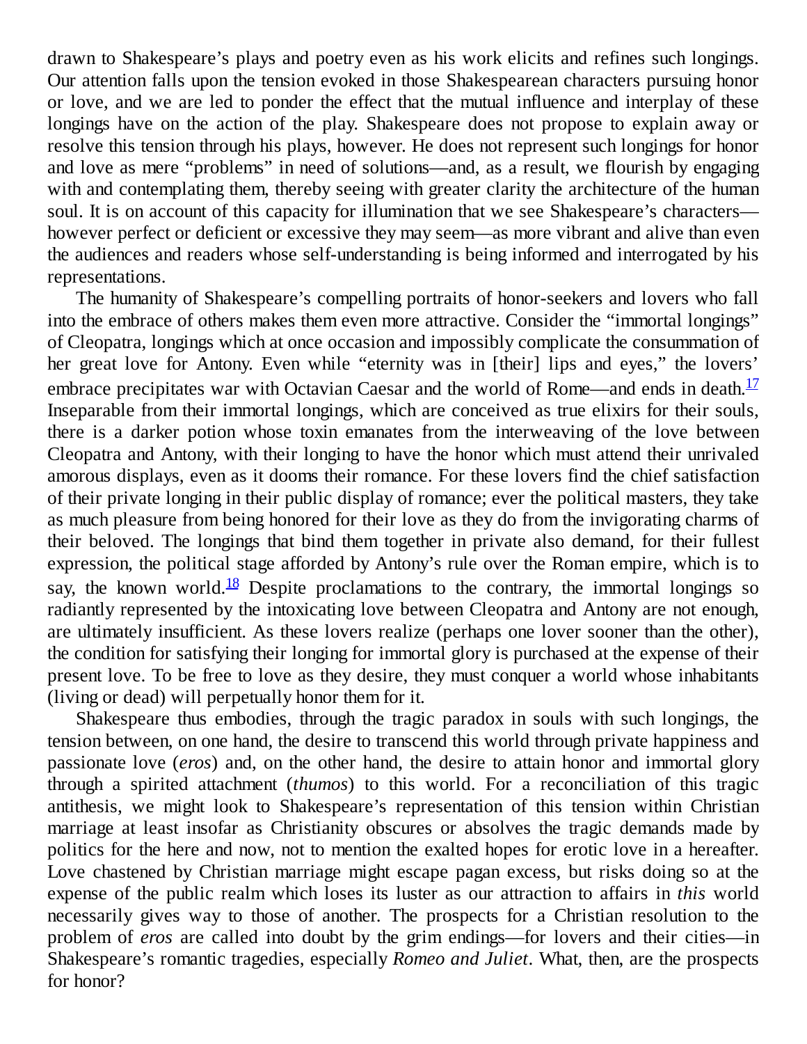drawn to Shakespeare's plays and poetry even as his work elicits and refines such longings. Our attention falls upon the tension evoked in those Shakespearean characters pursuing honor or love, and we are led to ponder the effect that the mutual influence and interplay of these longings have on the action of the play. Shakespeare does not propose to explain away or resolve this tension through his plays, however. He does not represent such longings for honor and love as mere "problems" in need of solutions—and, as a result, we flourish by engaging with and contemplating them, thereby seeing with greater clarity the architecture of the human soul. It is on account of this capacity for illumination that we see Shakespeare's characters—however perfect or deficient or excessive they may seem—as more vibrant and alive than even the audiences and readers whose self-understanding is being informed and interrogated by his representations.

The humanity of Shakespeare's compelling portraits of honor-seekers and lovers who fall into the embrace of others makes them even more attractive. Consider the "immortal longings" of Cleopatra, longings which at once occasion and impossibly complicate the consummation of her great love for Antony. Even while "eternity was in [their] lips and eyes," the lovers' embrace precipitates war with Octavian Caesar and the world of Rome—and ends in death.[17] Inseparable from their immortal longings, which are conceived as true elixirs for their souls, there is a darker potion whose toxin emanates from the interweaving of the love between Cleopatra and Antony, with their longing to have the honor which must attend their unrivaled amorous displays, even as it dooms their romance. For these lovers find the chief satisfaction of their private longing in their public display of romance; ever the political masters, they take as much pleasure from being honored for their love as they do from the invigorating charms of their beloved. The longings that bind them together in private also demand, for their fullest expression, the political stage afforded by Antony's rule over the Roman empire, which is to say, the known world.[18] Despite proclamations to the contrary, the immortal longings so radiantly represented by the intoxicating love between Cleopatra and Antony are not enough, are ultimately insufficient. As these lovers realize (perhaps one lover sooner than the other), the condition for satisfying their longing for immortal glory is purchased at the expense of their present love. To be free to love as they desire, they must conquer a world whose inhabitants (living or dead) will perpetually honor them for it.

Shakespeare thus embodies, through the tragic paradox in souls with such longings, the tension between, on one hand, the desire to transcend this world through private happiness and passionate love (*eros*) and, on the other hand, the desire to attain honor and immortal glory through a spirited attachment (*thumos*) to this world. For a reconciliation of this tragic antithesis, we might look to Shakespeare's representation of this tension within Christian marriage at least insofar as Christianity obscures or absolves the tragic demands made by politics for the here and now, not to mention the exalted hopes for erotic love in a hereafter. Love chastened by Christian marriage might escape pagan excess, but risks doing so at the expense of the public realm which loses its luster as our attraction to affairs in *this* world necessarily gives way to those of another. The prospects for a Christian resolution to the problem of *eros* are called into doubt by the grim endings—for lovers and their cities—in Shakespeare's romantic tragedies, especially *Romeo and Juliet*. What, then, are the prospects for honor?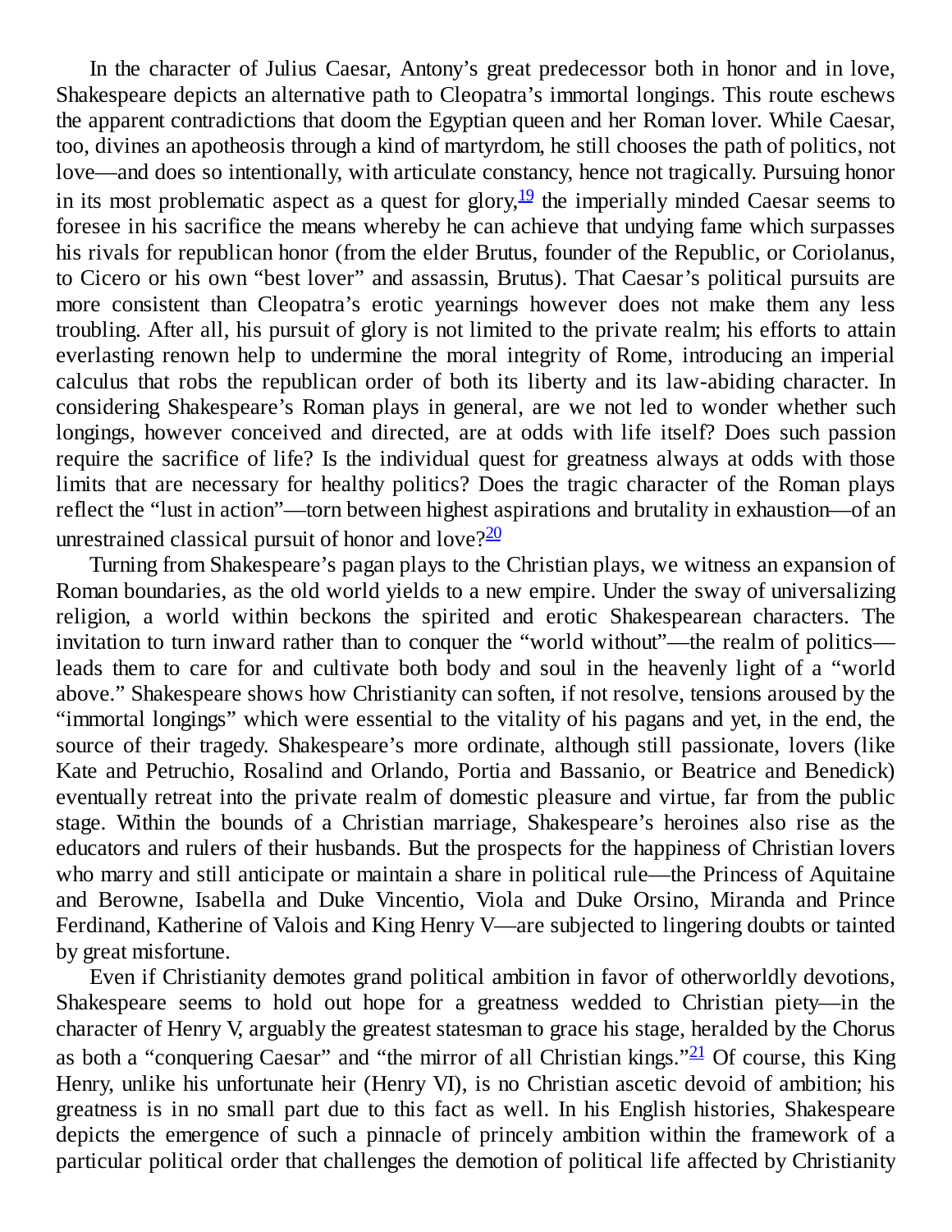In the character of Julius Caesar, Antony's great predecessor both in honor and in love, Shakespeare depicts an alternative path to Cleopatra's immortal longings. This route eschews the apparent contradictions that doom the Egyptian queen and her Roman lover. While Caesar, too, divines an apotheosis through a kind of martyrdom, he still chooses the path of politics, not love—and does so intentionally, with articulate constancy, hence not tragically. Pursuing honor in its most problematic aspect as a quest for glory,[19] the imperially minded Caesar seems to foresee in his sacrifice the means whereby he can achieve that undying fame which surpasses his rivals for republican honor (from the elder Brutus, founder of the Republic, or Coriolanus, to Cicero or his own "best lover" and assassin, Brutus). That Caesar's political pursuits are more consistent than Cleopatra's erotic yearnings however does not make them any less troubling. After all, his pursuit of glory is not limited to the private realm; his efforts to attain everlasting renown help to undermine the moral integrity of Rome, introducing an imperial calculus that robs the republican order of both its liberty and its law-abiding character. In considering Shakespeare's Roman plays in general, are we not led to wonder whether such longings, however conceived and directed, are at odds with life itself? Does such passion require the sacrifice of life? Is the individual quest for greatness always at odds with those limits that are necessary for healthy politics? Does the tragic character of the Roman plays reflect the "lust in action"—torn between highest aspirations and brutality in exhaustion—of an unrestrained classical pursuit of honor and love?[20]

Turning from Shakespeare's pagan plays to the Christian plays, we witness an expansion of Roman boundaries, as the old world yields to a new empire. Under the sway of universalizing religion, a world within beckons the spirited and erotic Shakespearean characters. The invitation to turn inward rather than to conquer the "world without"—the realm of politics—leads them to care for and cultivate both body and soul in the heavenly light of a "world above." Shakespeare shows how Christianity can soften, if not resolve, tensions aroused by the "immortal longings" which were essential to the vitality of his pagans and yet, in the end, the source of their tragedy. Shakespeare's more ordinate, although still passionate, lovers (like Kate and Petruchio, Rosalind and Orlando, Portia and Bassanio, or Beatrice and Benedick) eventually retreat into the private realm of domestic pleasure and virtue, far from the public stage. Within the bounds of a Christian marriage, Shakespeare's heroines also rise as the educators and rulers of their husbands. But the prospects for the happiness of Christian lovers who marry and still anticipate or maintain a share in political rule—the Princess of Aquitaine and Berowne, Isabella and Duke Vincentio, Viola and Duke Orsino, Miranda and Prince Ferdinand, Katherine of Valois and King Henry V—are subjected to lingering doubts or tainted by great misfortune.

Even if Christianity demotes grand political ambition in favor of otherworldly devotions, Shakespeare seems to hold out hope for a greatness wedded to Christian piety—in the character of Henry V, arguably the greatest statesman to grace his stage, heralded by the Chorus as both a "conquering Caesar" and "the mirror of all Christian kings."[21] Of course, this King Henry, unlike his unfortunate heir (Henry VI), is no Christian ascetic devoid of ambition; his greatness is in no small part due to this fact as well. In his English histories, Shakespeare depicts the emergence of such a pinnacle of princely ambition within the framework of a particular political order that challenges the demotion of political life affected by Christianity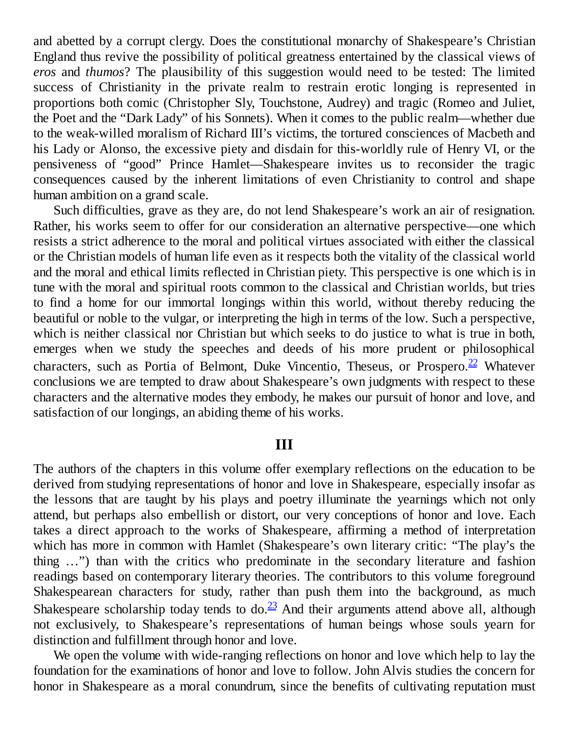and abetted by a corrupt clergy. Does the constitutional monarchy of Shakespeare's Christian England thus revive the possibility of political greatness entertained by the classical views of *eros* and *thumos*? The plausibility of this suggestion would need to be tested: The limited success of Christianity in the private realm to restrain erotic longing is represented in proportions both comic (Christopher Sly, Touchstone, Audrey) and tragic (Romeo and Juliet, the Poet and the "Dark Lady" of his Sonnets). When it comes to the public realm—whether due to the weak-willed moralism of Richard III's victims, the tortured consciences of Macbeth and his Lady or Alonso, the excessive piety and disdain for this-worldly rule of Henry VI, or the pensiveness of "good" Prince Hamlet—Shakespeare invites us to reconsider the tragic consequences caused by the inherent limitations of even Christianity to control and shape human ambition on a grand scale.

Such difficulties, grave as they are, do not lend Shakespeare's work an air of resignation. Rather, his works seem to offer for our consideration an alternative perspective—one which resists a strict adherence to the moral and political virtues associated with either the classical or the Christian models of human life even as it respects both the vitality of the classical world and the moral and ethical limits reflected in Christian piety. This perspective is one which is in tune with the moral and spiritual roots common to the classical and Christian worlds, but tries to find a home for our immortal longings within this world, without thereby reducing the beautiful or noble to the vulgar, or interpreting the high in terms of the low. Such a perspective, which is neither classical nor Christian but which seeks to do justice to what is true in both, emerges when we study the speeches and deeds of his more prudent or philosophical characters, such as Portia of Belmont, Duke Vincentio, Theseus, or Prospero.[22] Whatever conclusions we are tempted to draw about Shakespeare's own judgments with respect to these characters and the alternative modes they embody, he makes our pursuit of honor and love, and satisfaction of our longings, an abiding theme of his works.

## III

The authors of the chapters in this volume offer exemplary reflections on the education to be derived from studying representations of honor and love in Shakespeare, especially insofar as the lessons that are taught by his plays and poetry illuminate the yearnings which not only attend, but perhaps also embellish or distort, our very conceptions of honor and love. Each takes a direct approach to the works of Shakespeare, affirming a method of interpretation which has more in common with Hamlet (Shakespeare's own literary critic: "The play's the thing …") than with the critics who predominate in the secondary literature and fashion readings based on contemporary literary theories. The contributors to this volume foreground Shakespearean characters for study, rather than push them into the background, as much Shakespeare scholarship today tends to do.[23] And their arguments attend above all, although not exclusively, to Shakespeare's representations of human beings whose souls yearn for distinction and fulfillment through honor and love.

We open the volume with wide-ranging reflections on honor and love which help to lay the foundation for the examinations of honor and love to follow. John Alvis studies the concern for honor in Shakespeare as a moral conundrum, since the benefits of cultivating reputation must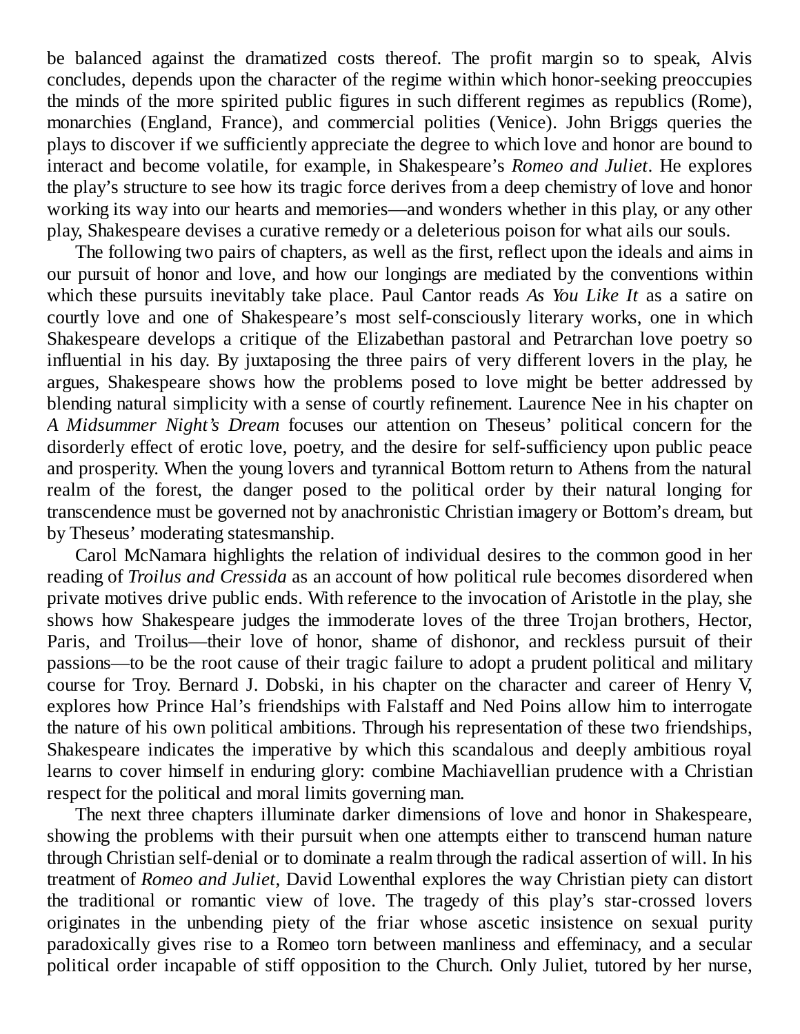be balanced against the dramatized costs thereof. The profit margin so to speak, Alvis concludes, depends upon the character of the regime within which honor-seeking preoccupies the minds of the more spirited public figures in such different regimes as republics (Rome), monarchies (England, France), and commercial polities (Venice). John Briggs queries the plays to discover if we sufficiently appreciate the degree to which love and honor are bound to interact and become volatile, for example, in Shakespeare's *Romeo and Juliet*. He explores the play's structure to see how its tragic force derives from a deep chemistry of love and honor working its way into our hearts and memories—and wonders whether in this play, or any other play, Shakespeare devises a curative remedy or a deleterious poison for what ails our souls.

The following two pairs of chapters, as well as the first, reflect upon the ideals and aims in our pursuit of honor and love, and how our longings are mediated by the conventions within which these pursuits inevitably take place. Paul Cantor reads *As You Like It* as a satire on courtly love and one of Shakespeare's most self-consciously literary works, one in which Shakespeare develops a critique of the Elizabethan pastoral and Petrarchan love poetry so influential in his day. By juxtaposing the three pairs of very different lovers in the play, he argues, Shakespeare shows how the problems posed to love might be better addressed by blending natural simplicity with a sense of courtly refinement. Laurence Nee in his chapter on *A Midsummer Night's Dream* focuses our attention on Theseus' political concern for the disorderly effect of erotic love, poetry, and the desire for self-sufficiency upon public peace and prosperity. When the young lovers and tyrannical Bottom return to Athens from the natural realm of the forest, the danger posed to the political order by their natural longing for transcendence must be governed not by anachronistic Christian imagery or Bottom's dream, but by Theseus' moderating statesmanship.

Carol McNamara highlights the relation of individual desires to the common good in her reading of *Troilus and Cressida* as an account of how political rule becomes disordered when private motives drive public ends. With reference to the invocation of Aristotle in the play, she shows how Shakespeare judges the immoderate loves of the three Trojan brothers, Hector, Paris, and Troilus—their love of honor, shame of dishonor, and reckless pursuit of their passions—to be the root cause of their tragic failure to adopt a prudent political and military course for Troy. Bernard J. Dobski, in his chapter on the character and career of Henry V, explores how Prince Hal's friendships with Falstaff and Ned Poins allow him to interrogate the nature of his own political ambitions. Through his representation of these two friendships, Shakespeare indicates the imperative by which this scandalous and deeply ambitious royal learns to cover himself in enduring glory: combine Machiavellian prudence with a Christian respect for the political and moral limits governing man.

The next three chapters illuminate darker dimensions of love and honor in Shakespeare, showing the problems with their pursuit when one attempts either to transcend human nature through Christian self-denial or to dominate a realm through the radical assertion of will. In his treatment of *Romeo and Juliet*, David Lowenthal explores the way Christian piety can distort the traditional or romantic view of love. The tragedy of this play's star-crossed lovers originates in the unbending piety of the friar whose ascetic insistence on sexual purity paradoxically gives rise to a Romeo torn between manliness and effeminacy, and a secular political order incapable of stiff opposition to the Church. Only Juliet, tutored by her nurse,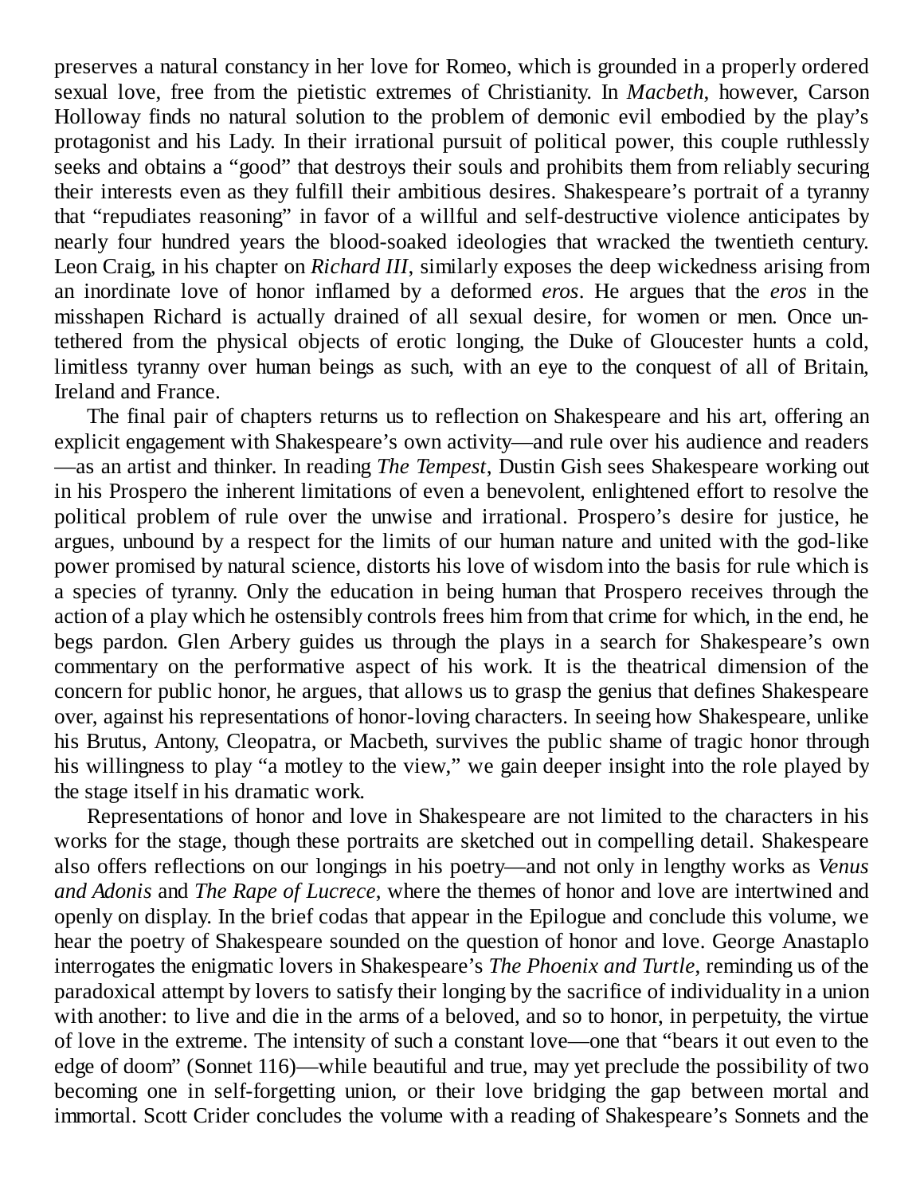preserves a natural constancy in her love for Romeo, which is grounded in a properly ordered sexual love, free from the pietistic extremes of Christianity. In *Macbeth*, however, Carson Holloway finds no natural solution to the problem of demonic evil embodied by the play's protagonist and his Lady. In their irrational pursuit of political power, this couple ruthlessly seeks and obtains a "good" that destroys their souls and prohibits them from reliably securing their interests even as they fulfill their ambitious desires. Shakespeare's portrait of a tyranny that "repudiates reasoning" in favor of a willful and self-destructive violence anticipates by nearly four hundred years the blood-soaked ideologies that wracked the twentieth century. Leon Craig, in his chapter on *Richard III*, similarly exposes the deep wickedness arising from an inordinate love of honor inflamed by a deformed *eros*. He argues that the *eros* in the misshapen Richard is actually drained of all sexual desire, for women or men. Once untethered from the physical objects of erotic longing, the Duke of Gloucester hunts a cold, limitless tyranny over human beings as such, with an eye to the conquest of all of Britain, Ireland and France.

The final pair of chapters returns us to reflection on Shakespeare and his art, offering an explicit engagement with Shakespeare's own activity—and rule over his audience and readers—as an artist and thinker. In reading *The Tempest*, Dustin Gish sees Shakespeare working out in his Prospero the inherent limitations of even a benevolent, enlightened effort to resolve the political problem of rule over the unwise and irrational. Prospero's desire for justice, he argues, unbound by a respect for the limits of our human nature and united with the god-like power promised by natural science, distorts his love of wisdom into the basis for rule which is a species of tyranny. Only the education in being human that Prospero receives through the action of a play which he ostensibly controls frees him from that crime for which, in the end, he begs pardon. Glen Arbery guides us through the plays in a search for Shakespeare's own commentary on the performative aspect of his work. It is the theatrical dimension of the concern for public honor, he argues, that allows us to grasp the genius that defines Shakespeare over, against his representations of honor-loving characters. In seeing how Shakespeare, unlike his Brutus, Antony, Cleopatra, or Macbeth, survives the public shame of tragic honor through his willingness to play "a motley to the view," we gain deeper insight into the role played by the stage itself in his dramatic work.

Representations of honor and love in Shakespeare are not limited to the characters in his works for the stage, though these portraits are sketched out in compelling detail. Shakespeare also offers reflections on our longings in his poetry—and not only in lengthy works as *Venus and Adonis* and *The Rape of Lucrece*, where the themes of honor and love are intertwined and openly on display. In the brief codas that appear in the Epilogue and conclude this volume, we hear the poetry of Shakespeare sounded on the question of honor and love. George Anastaplo interrogates the enigmatic lovers in Shakespeare's *The Phoenix and Turtle*, reminding us of the paradoxical attempt by lovers to satisfy their longing by the sacrifice of individuality in a union with another: to live and die in the arms of a beloved, and so to honor, in perpetuity, the virtue of love in the extreme. The intensity of such a constant love—one that "bears it out even to the edge of doom" (Sonnet 116)—while beautiful and true, may yet preclude the possibility of two becoming one in self-forgetting union, or their love bridging the gap between mortal and immortal. Scott Crider concludes the volume with a reading of Shakespeare's Sonnets and the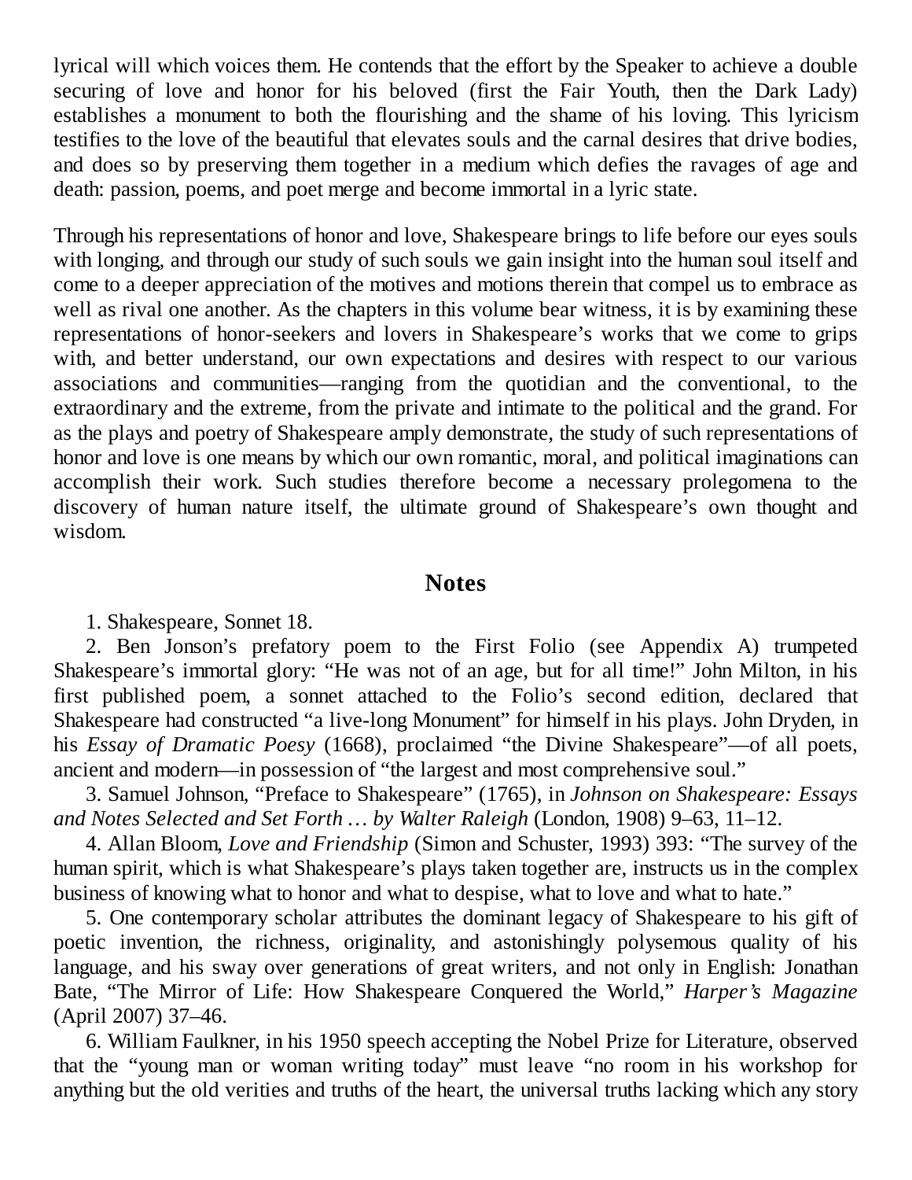lyrical will which voices them. He contends that the effort by the Speaker to achieve a double securing of love and honor for his beloved (first the Fair Youth, then the Dark Lady) establishes a monument to both the flourishing and the shame of his loving. This lyricism testifies to the love of the beautiful that elevates souls and the carnal desires that drive bodies, and does so by preserving them together in a medium which defies the ravages of age and death: passion, poems, and poet merge and become immortal in a lyric state.

Through his representations of honor and love, Shakespeare brings to life before our eyes souls with longing, and through our study of such souls we gain insight into the human soul itself and come to a deeper appreciation of the motives and motions therein that compel us to embrace as well as rival one another. As the chapters in this volume bear witness, it is by examining these representations of honor-seekers and lovers in Shakespeare's works that we come to grips with, and better understand, our own expectations and desires with respect to our various associations and communities—ranging from the quotidian and the conventional, to the extraordinary and the extreme, from the private and intimate to the political and the grand. For as the plays and poetry of Shakespeare amply demonstrate, the study of such representations of honor and love is one means by which our own romantic, moral, and political imaginations can accomplish their work. Such studies therefore become a necessary prolegomena to the discovery of human nature itself, the ultimate ground of Shakespeare's own thought and wisdom.

## Notes

1. Shakespeare, Sonnet 18.

2. Ben Jonson's prefatory poem to the First Folio (see Appendix A) trumpeted Shakespeare's immortal glory: "He was not of an age, but for all time!" John Milton, in his first published poem, a sonnet attached to the Folio's second edition, declared that Shakespeare had constructed "a live-long Monument" for himself in his plays. John Dryden, in his *Essay of Dramatic Poesy* (1668), proclaimed "the Divine Shakespeare"—of all poets, ancient and modern—in possession of "the largest and most comprehensive soul."

3. Samuel Johnson, "Preface to Shakespeare" (1765), in *Johnson on Shakespeare: Essays and Notes Selected and Set Forth … by Walter Raleigh* (London, 1908) 9–63, 11–12.

4. Allan Bloom, *Love and Friendship* (Simon and Schuster, 1993) 393: "The survey of the human spirit, which is what Shakespeare's plays taken together are, instructs us in the complex business of knowing what to honor and what to despise, what to love and what to hate."

5. One contemporary scholar attributes the dominant legacy of Shakespeare to his gift of poetic invention, the richness, originality, and astonishingly polysemous quality of his language, and his sway over generations of great writers, and not only in English: Jonathan Bate, "The Mirror of Life: How Shakespeare Conquered the World," *Harper's Magazine* (April 2007) 37–46.

6. William Faulkner, in his 1950 speech accepting the Nobel Prize for Literature, observed that the "young man or woman writing today" must leave "no room in his workshop for anything but the old verities and truths of the heart, the universal truths lacking which any story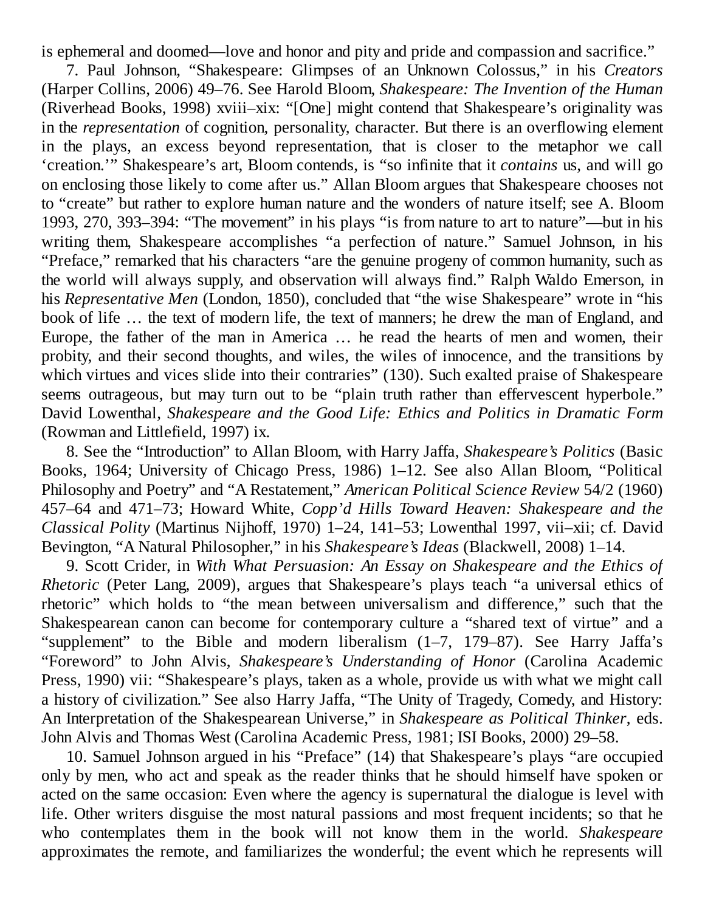is ephemeral and doomed—love and honor and pity and pride and compassion and sacrifice."

7. Paul Johnson, "Shakespeare: Glimpses of an Unknown Colossus," in his *Creators* (Harper Collins, 2006) 49–76. See Harold Bloom, *Shakespeare: The Invention of the Human* (Riverhead Books, 1998) xviii–xix: "[One] might contend that Shakespeare's originality was in the *representation* of cognition, personality, character. But there is an overflowing element in the plays, an excess beyond representation, that is closer to the metaphor we call 'creation.'" Shakespeare's art, Bloom contends, is "so infinite that it *contains* us, and will go on enclosing those likely to come after us." Allan Bloom argues that Shakespeare chooses not to "create" but rather to explore human nature and the wonders of nature itself; see A. Bloom 1993, 270, 393–394: "The movement" in his plays "is from nature to art to nature"—but in his writing them, Shakespeare accomplishes "a perfection of nature." Samuel Johnson, in his "Preface," remarked that his characters "are the genuine progeny of common humanity, such as the world will always supply, and observation will always find." Ralph Waldo Emerson, in his *Representative Men* (London, 1850), concluded that "the wise Shakespeare" wrote in "his book of life … the text of modern life, the text of manners; he drew the man of England, and Europe, the father of the man in America … he read the hearts of men and women, their probity, and their second thoughts, and wiles, the wiles of innocence, and the transitions by which virtues and vices slide into their contraries" (130). Such exalted praise of Shakespeare seems outrageous, but may turn out to be "plain truth rather than effervescent hyperbole." David Lowenthal, *Shakespeare and the Good Life: Ethics and Politics in Dramatic Form* (Rowman and Littlefield, 1997) ix.

8. See the "Introduction" to Allan Bloom, with Harry Jaffa, *Shakespeare's Politics* (Basic Books, 1964; University of Chicago Press, 1986) 1–12. See also Allan Bloom, "Political Philosophy and Poetry" and "A Restatement," *American Political Science Review* 54/2 (1960) 457–64 and 471–73; Howard White, *Copp'd Hills Toward Heaven: Shakespeare and the Classical Polity* (Martinus Nijhoff, 1970) 1–24, 141–53; Lowenthal 1997, vii–xii; cf. David Bevington, "A Natural Philosopher," in his *Shakespeare's Ideas* (Blackwell, 2008) 1–14.

9. Scott Crider, in *With What Persuasion: An Essay on Shakespeare and the Ethics of Rhetoric* (Peter Lang, 2009), argues that Shakespeare's plays teach "a universal ethics of rhetoric" which holds to "the mean between universalism and difference," such that the Shakespearean canon can become for contemporary culture a "shared text of virtue" and a "supplement" to the Bible and modern liberalism (1–7, 179–87). See Harry Jaffa's "Foreword" to John Alvis, *Shakespeare's Understanding of Honor* (Carolina Academic Press, 1990) vii: "Shakespeare's plays, taken as a whole, provide us with what we might call a history of civilization." See also Harry Jaffa, "The Unity of Tragedy, Comedy, and History: An Interpretation of the Shakespearean Universe," in *Shakespeare as Political Thinker*, eds. John Alvis and Thomas West (Carolina Academic Press, 1981; ISI Books, 2000) 29–58.

10. Samuel Johnson argued in his "Preface" (14) that Shakespeare's plays "are occupied only by men, who act and speak as the reader thinks that he should himself have spoken or acted on the same occasion: Even where the agency is supernatural the dialogue is level with life. Other writers disguise the most natural passions and most frequent incidents; so that he who contemplates them in the book will not know them in the world. *Shakespeare* approximates the remote, and familiarizes the wonderful; the event which he represents will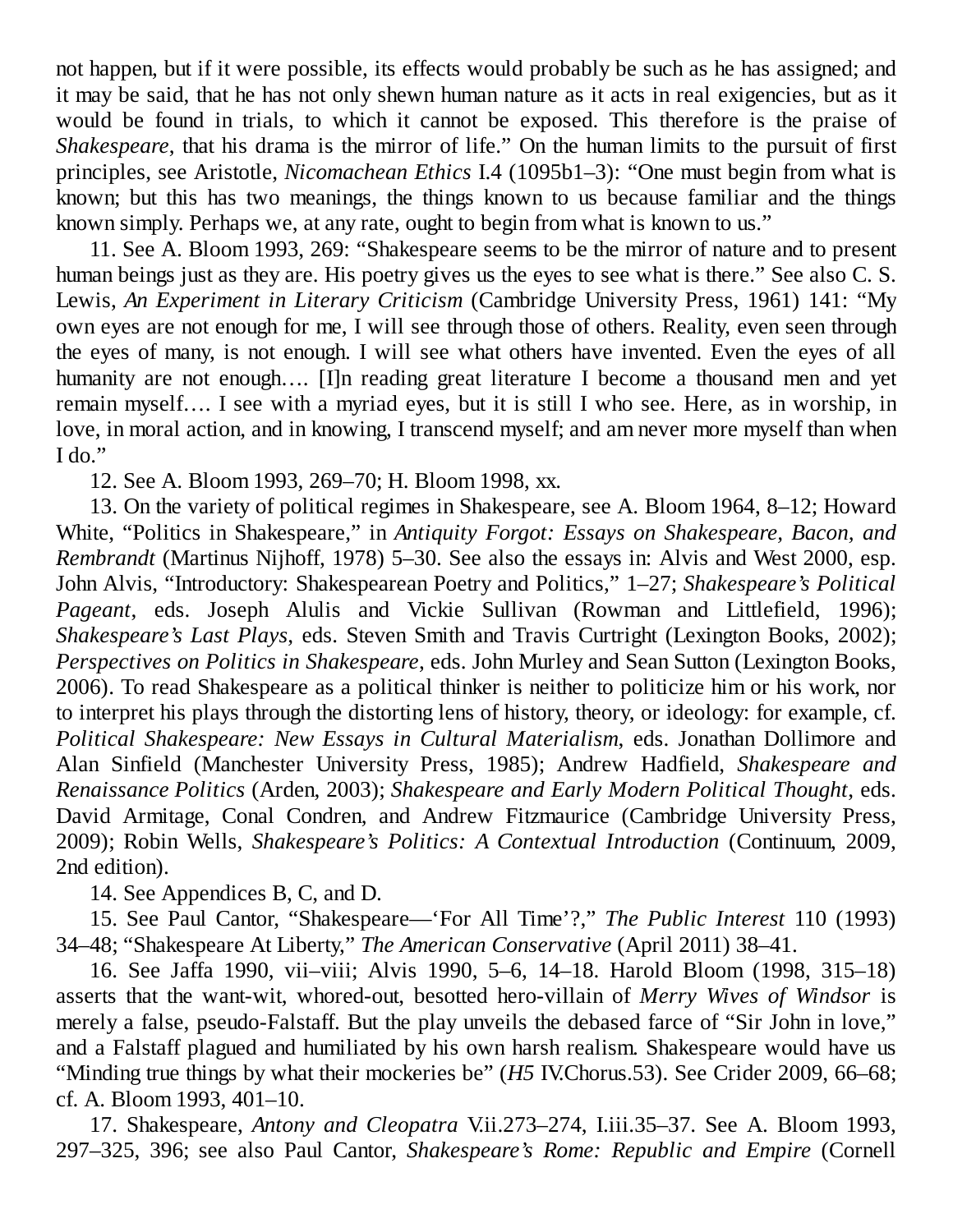not happen, but if it were possible, its effects would probably be such as he has assigned; and it may be said, that he has not only shewn human nature as it acts in real exigencies, but as it would be found in trials, to which it cannot be exposed. This therefore is the praise of *Shakespeare*, that his drama is the mirror of life." On the human limits to the pursuit of first principles, see Aristotle, *Nicomachean Ethics* I.4 (1095b1–3): "One must begin from what is known; but this has two meanings, the things known to us because familiar and the things known simply. Perhaps we, at any rate, ought to begin from what is known to us."

11. See A. Bloom 1993, 269: "Shakespeare seems to be the mirror of nature and to present human beings just as they are. His poetry gives us the eyes to see what is there." See also C. S. Lewis, *An Experiment in Literary Criticism* (Cambridge University Press, 1961) 141: "My own eyes are not enough for me, I will see through those of others. Reality, even seen through the eyes of many, is not enough. I will see what others have invented. Even the eyes of all humanity are not enough…. [I]n reading great literature I become a thousand men and yet remain myself…. I see with a myriad eyes, but it is still I who see. Here, as in worship, in love, in moral action, and in knowing, I transcend myself; and am never more myself than when I do."

12. See A. Bloom 1993, 269–70; H. Bloom 1998, xx.

13. On the variety of political regimes in Shakespeare, see A. Bloom 1964, 8–12; Howard White, "Politics in Shakespeare," in *Antiquity Forgot: Essays on Shakespeare, Bacon, and Rembrandt* (Martinus Nijhoff, 1978) 5–30. See also the essays in: Alvis and West 2000, esp. John Alvis, "Introductory: Shakespearean Poetry and Politics," 1–27; *Shakespeare's Political Pageant*, eds. Joseph Alulis and Vickie Sullivan (Rowman and Littlefield, 1996); *Shakespeare's Last Plays*, eds. Steven Smith and Travis Curtright (Lexington Books, 2002); *Perspectives on Politics in Shakespeare*, eds. John Murley and Sean Sutton (Lexington Books, 2006). To read Shakespeare as a political thinker is neither to politicize him or his work, nor to interpret his plays through the distorting lens of history, theory, or ideology: for example, cf. *Political Shakespeare: New Essays in Cultural Materialism*, eds. Jonathan Dollimore and Alan Sinfield (Manchester University Press, 1985); Andrew Hadfield, *Shakespeare and Renaissance Politics* (Arden, 2003); *Shakespeare and Early Modern Political Thought*, eds. David Armitage, Conal Condren, and Andrew Fitzmaurice (Cambridge University Press, 2009); Robin Wells, *Shakespeare's Politics: A Contextual Introduction* (Continuum, 2009, 2nd edition).

14. See Appendices B, C, and D.

15. See Paul Cantor, "Shakespeare—'For All Time'?," *The Public Interest* 110 (1993) 34–48; "Shakespeare At Liberty," *The American Conservative* (April 2011) 38–41.

16. See Jaffa 1990, vii–viii; Alvis 1990, 5–6, 14–18. Harold Bloom (1998, 315–18) asserts that the want-wit, whored-out, besotted hero-villain of *Merry Wives of Windsor* is merely a false, pseudo-Falstaff. But the play unveils the debased farce of "Sir John in love," and a Falstaff plagued and humiliated by his own harsh realism. Shakespeare would have us "Minding true things by what their mockeries be" (*H5* IV.Chorus.53). See Crider 2009, 66–68; cf. A. Bloom 1993, 401–10.

17. Shakespeare, *Antony and Cleopatra* V.ii.273–274, I.iii.35–37. See A. Bloom 1993, 297–325, 396; see also Paul Cantor, *Shakespeare's Rome: Republic and Empire* (Cornell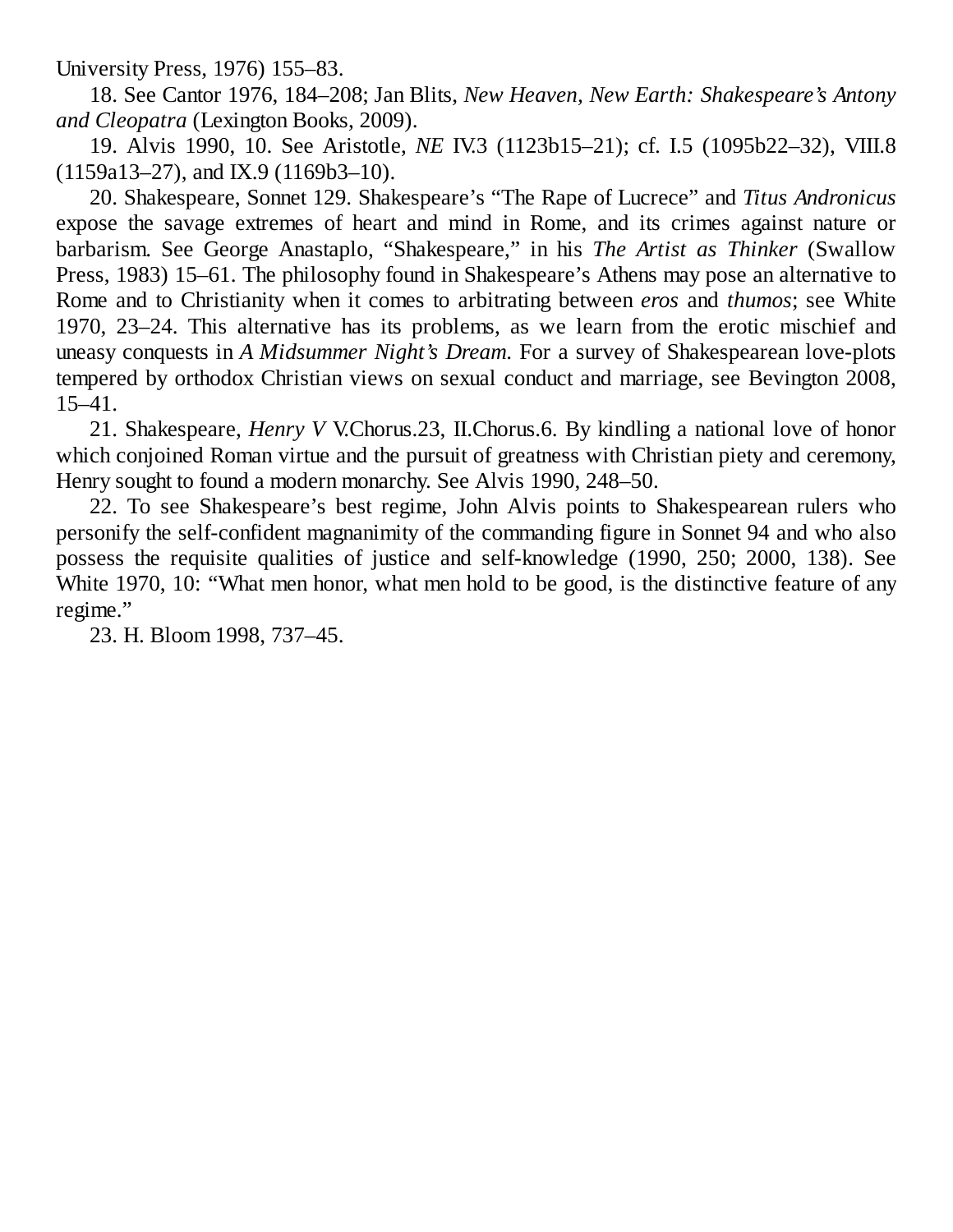University Press, 1976) 155–83.

18. See Cantor 1976, 184–208; Jan Blits, *New Heaven, New Earth: Shakespeare's Antony and Cleopatra* (Lexington Books, 2009).

19. Alvis 1990, 10. See Aristotle, *NE* IV.3 (1123b15–21); cf. I.5 (1095b22–32), VIII.8 (1159a13–27), and IX.9 (1169b3–10).

20. Shakespeare, Sonnet 129. Shakespeare's "The Rape of Lucrece" and *Titus Andronicus* expose the savage extremes of heart and mind in Rome, and its crimes against nature or barbarism. See George Anastaplo, "Shakespeare," in his *The Artist as Thinker* (Swallow Press, 1983) 15–61. The philosophy found in Shakespeare's Athens may pose an alternative to Rome and to Christianity when it comes to arbitrating between *eros* and *thumos*; see White 1970, 23–24. This alternative has its problems, as we learn from the erotic mischief and uneasy conquests in *A Midsummer Night's Dream*. For a survey of Shakespearean love-plots tempered by orthodox Christian views on sexual conduct and marriage, see Bevington 2008, 15–41.

21. Shakespeare, *Henry V* V.Chorus.23, II.Chorus.6. By kindling a national love of honor which conjoined Roman virtue and the pursuit of greatness with Christian piety and ceremony, Henry sought to found a modern monarchy. See Alvis 1990, 248–50.

22. To see Shakespeare's best regime, John Alvis points to Shakespearean rulers who personify the self-confident magnanimity of the commanding figure in Sonnet 94 and who also possess the requisite qualities of justice and self-knowledge (1990, 250; 2000, 138). See White 1970, 10: "What men honor, what men hold to be good, is the distinctive feature of any regime."

23. H. Bloom 1998, 737–45.